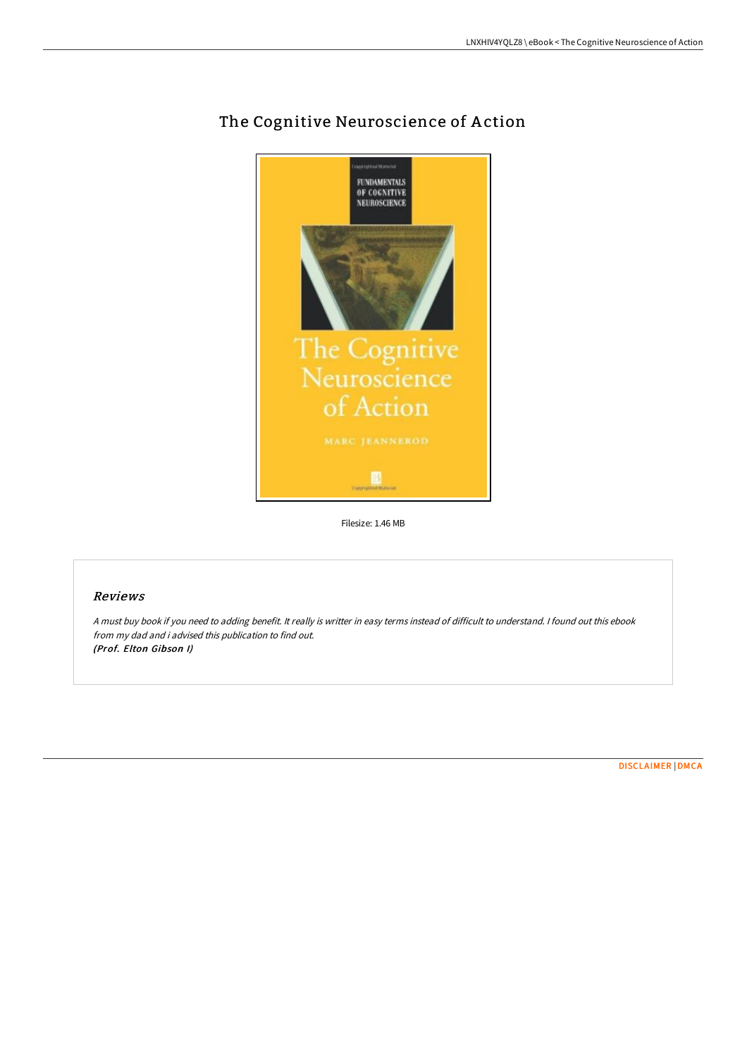# The Cognitive Neuroscience of Action

Filesize: 1.46 MB

## Reviews

*A must buy book if you need to adding benefit. It really is writter in easy terms instead of difficult to understand. I found out this ebook from my dad and i advised this publication to find out.*
***(Prof. Elton Gibson I)***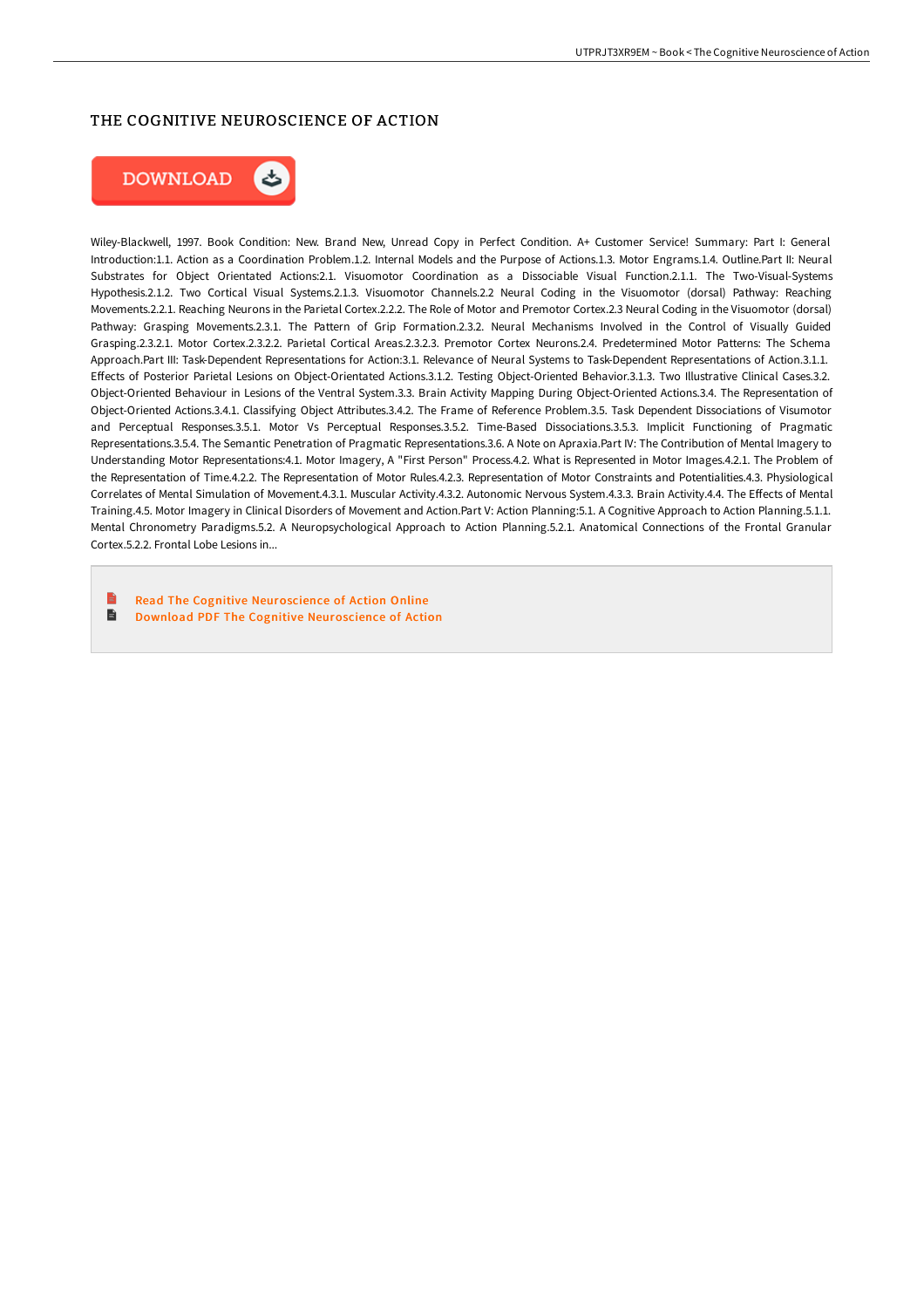# THE COGNITIVE NEUROSCIENCE OF ACTION

DOWNLOAD

Wiley-Blackwell, 1997. Book Condition: New. Brand New, Unread Copy in Perfect Condition. A+ Customer Service! Summary: Part I: General Introduction:1.1. Action as a Coordination Problem.1.2. Internal Models and the Purpose of Actions.1.3. Motor Engrams.1.4. Outline.Part II: Neural Substrates for Object Orientated Actions:2.1. Visuomotor Coordination as a Dissociable Visual Function.2.1.1. The Two-Visual-Systems Hypothesis.2.1.2. Two Cortical Visual Systems.2.1.3. Visuomotor Channels.2.2 Neural Coding in the Visuomotor (dorsal) Pathway: Reaching Movements.2.2.1. Reaching Neurons in the Parietal Cortex.2.2.2. The Role of Motor and Premotor Cortex.2.3 Neural Coding in the Visuomotor (dorsal) Pathway: Grasping Movements.2.3.1. The Pattern of Grip Formation.2.3.2. Neural Mechanisms Involved in the Control of Visually Guided Grasping.2.3.2.1. Motor Cortex.2.3.2.2. Parietal Cortical Areas.2.3.2.3. Premotor Cortex Neurons.2.4. Predetermined Motor Patterns: The Schema Approach.Part III: Task-Dependent Representations for Action:3.1. Relevance of Neural Systems to Task-Dependent Representations of Action.3.1.1. Effects of Posterior Parietal Lesions on Object-Orientated Actions.3.1.2. Testing Object-Oriented Behavior.3.1.3. Two Illustrative Clinical Cases.3.2. Object-Oriented Behaviour in Lesions of the Ventral System.3.3. Brain Activity Mapping During Object-Oriented Actions.3.4. The Representation of Object-Oriented Actions.3.4.1. Classifying Object Attributes.3.4.2. The Frame of Reference Problem.3.5. Task Dependent Dissociations of Visumotor and Perceptual Responses.3.5.1. Motor Vs Perceptual Responses.3.5.2. Time-Based Dissociations.3.5.3. Implicit Functioning of Pragmatic Representations.3.5.4. The Semantic Penetration of Pragmatic Representations.3.6. A Note on Apraxia.Part IV: The Contribution of Mental Imagery to Understanding Motor Representations:4.1. Motor Imagery, A "First Person" Process.4.2. What is Represented in Motor Images.4.2.1. The Problem of the Representation of Time.4.2.2. The Representation of Motor Rules.4.2.3. Representation of Motor Constraints and Potentialities.4.3. Physiological Correlates of Mental Simulation of Movement.4.3.1. Muscular Activity.4.3.2. Autonomic Nervous System.4.3.3. Brain Activity.4.4. The Effects of Mental Training.4.5. Motor Imagery in Clinical Disorders of Movement and Action.Part V: Action Planning:5.1. A Cognitive Approach to Action Planning.5.1.1. Mental Chronometry Paradigms.5.2. A Neuropsychological Approach to Action Planning.5.2.1. Anatomical Connections of the Frontal Granular Cortex.5.2.2. Frontal Lobe Lesions in...

- Read The Cognitive Neuroscience of Action Online
- Download PDF The Cognitive Neuroscience of Action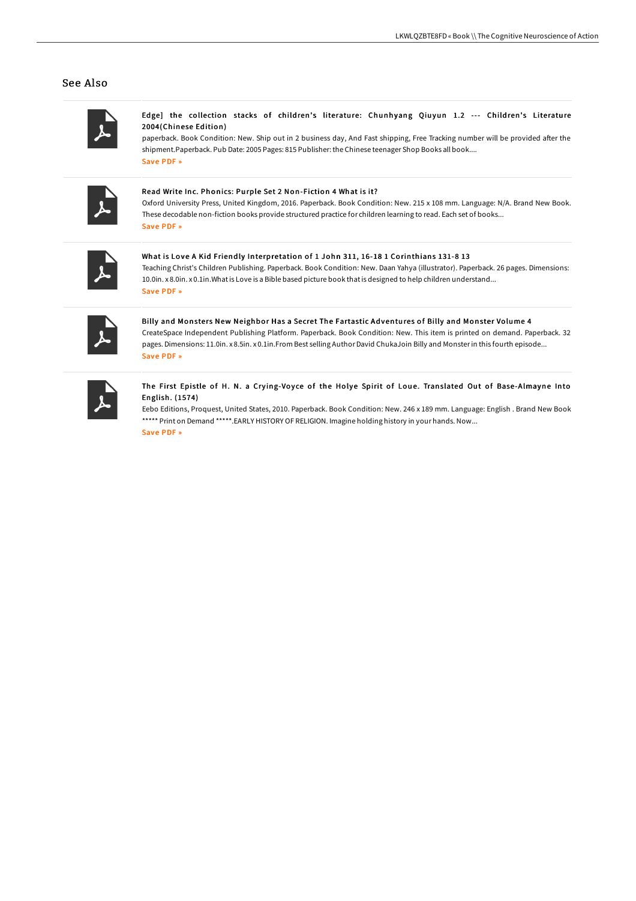## See Also

**Edge] the collection stacks of children's literature: Chunhyang Qiuyun 1.2 --- Children's Literature 2004(Chinese Edition)**

paperback. Book Condition: New. Ship out in 2 business day, And Fast shipping, Free Tracking number will be provided after the shipment.Paperback. Pub Date: 2005 Pages: 815 Publisher: the Chinese teenager Shop Books all book....

Save PDF »

**Read Write Inc. Phonics: Purple Set 2 Non-Fiction 4 What is it?**

Oxford University Press, United Kingdom, 2016. Paperback. Book Condition: New. 215 x 108 mm. Language: N/A. Brand New Book. These decodable non-fiction books provide structured practice for children learning to read. Each set of books...

Save PDF »

**What is Love A Kid Friendly Interpretation of 1 John 311, 16-18 1 Corinthians 131-8 13**

Teaching Christ's Children Publishing. Paperback. Book Condition: New. Daan Yahya (illustrator). Paperback. 26 pages. Dimensions: 10.0in. x 8.0in. x 0.1in.What is Love is a Bible based picture book that is designed to help children understand...

Save PDF »

**Billy and Monsters New Neighbor Has a Secret The Fartastic Adventures of Billy and Monster Volume 4**

CreateSpace Independent Publishing Platform. Paperback. Book Condition: New. This item is printed on demand. Paperback. 32 pages. Dimensions: 11.0in. x 8.5in. x 0.1in.From Best selling Author David ChukaJoin Billy and Monster in this fourth episode...

Save PDF »

**The First Epistle of H. N. a Crying-Voyce of the Holye Spirit of Loue. Translated Out of Base-Almayne Into English. (1574)**

Eebo Editions, Proquest, United States, 2010. Paperback. Book Condition: New. 246 x 189 mm. Language: English . Brand New Book ***** Print on Demand *****.EARLY HISTORY OF RELIGION. Imagine holding history in your hands. Now...

Save PDF »